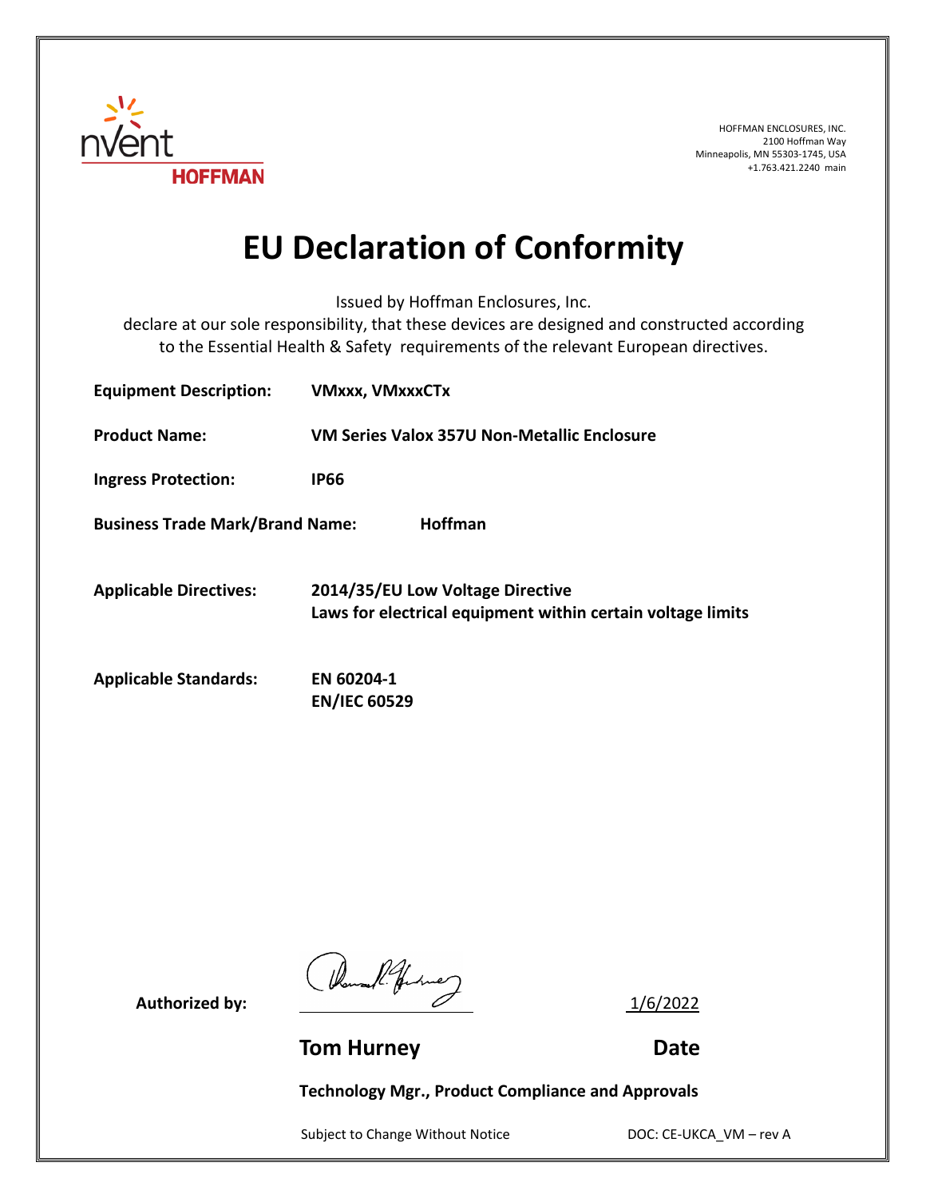nVent HOFFMAN

HOFFMAN ENCLOSURES, INC.
2100 Hoffman Way
Minneapolis, MN 55303-1745, USA
+1.763.421.2240 main

# EU Declaration of Conformity

Issued by Hoffman Enclosures, Inc.
declare at our sole responsibility, that these devices are designed and constructed according to the Essential Health & Safety requirements of the relevant European directives.

**Equipment Description:** **VMxxx, VMxxxCTx**

**Product Name:** **VM Series Valox 357U Non-Metallic Enclosure**

**Ingress Protection:** **IP66**

**Business Trade Mark/Brand Name:** **Hoffman**

**Applicable Directives:** **2014/35/EU Low Voltage Directive**
**Laws for electrical equipment within certain voltage limits**

**Applicable Standards:** **EN 60204-1**
**EN/IEC 60529**

**Authorized by:** _______________ 1/6/2022

**Tom Hurney** **Date**

**Technology Mgr., Product Compliance and Approvals**

Subject to Change Without Notice DOC: CE-UKCA_VM – rev A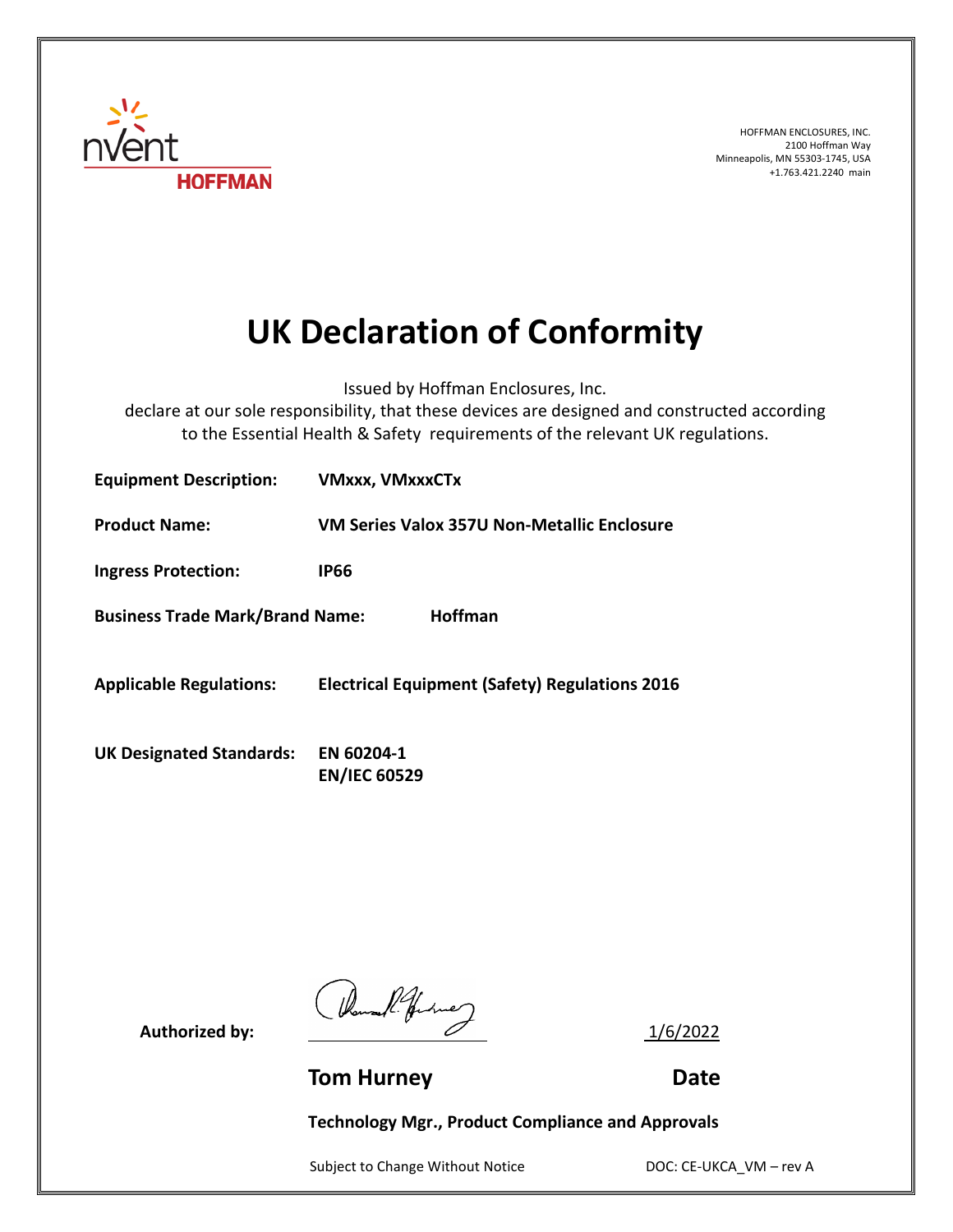HOFFMAN ENCLOSURES, INC.
2100 Hoffman Way
Minneapolis, MN 55303-1745, USA
+1.763.421.2240 main

# UK Declaration of Conformity

Issued by Hoffman Enclosures, Inc.
declare at our sole responsibility, that these devices are designed and constructed according to the Essential Health & Safety requirements of the relevant UK regulations.

**Equipment Description:** **VMxxx, VMxxxCTx**

**Product Name:** **VM Series Valox 357U Non-Metallic Enclosure**

**Ingress Protection:** **IP66**

**Business Trade Mark/Brand Name:** **Hoffman**

**Applicable Regulations:** **Electrical Equipment (Safety) Regulations 2016**

**UK Designated Standards:** **EN 60204-1**
**EN/IEC 60529**

**Authorized by:** 1/6/2022

**Tom Hurney** **Date**

**Technology Mgr., Product Compliance and Approvals**

Subject to Change Without Notice DOC: CE-UKCA_VM – rev A